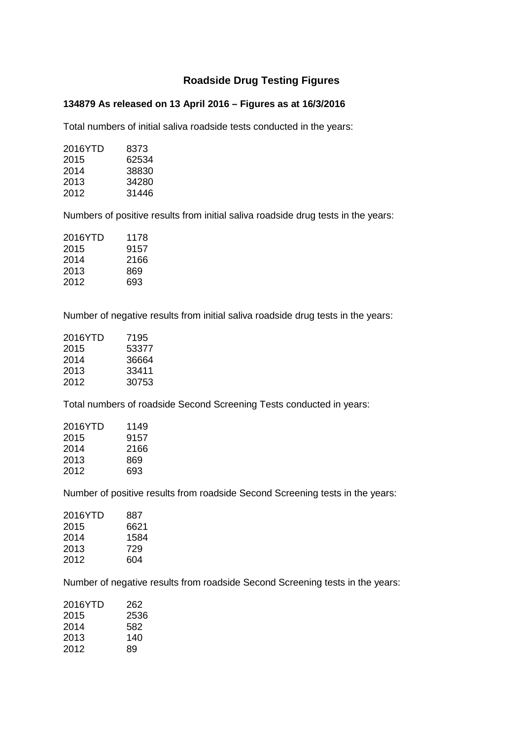# Roadside Drug Testing Figures

**134879 As released on 13 April 2016 – Figures as at 16/3/2016**

Total numbers of initial saliva roadside tests conducted in the years:

| | |
|---|---|
| 2016YTD | 8373 |
| 2015 | 62534 |
| 2014 | 38830 |
| 2013 | 34280 |
| 2012 | 31446 |

Numbers of positive results from initial saliva roadside drug tests in the years:

| | |
|---|---|
| 2016YTD | 1178 |
| 2015 | 9157 |
| 2014 | 2166 |
| 2013 | 869 |
| 2012 | 693 |

Number of negative results from initial saliva roadside drug tests in the years:

| | |
|---|---|
| 2016YTD | 7195 |
| 2015 | 53377 |
| 2014 | 36664 |
| 2013 | 33411 |
| 2012 | 30753 |

Total numbers of roadside Second Screening Tests conducted in years:

| | |
|---|---|
| 2016YTD | 1149 |
| 2015 | 9157 |
| 2014 | 2166 |
| 2013 | 869 |
| 2012 | 693 |

Number of positive results from roadside Second Screening tests in the years:

| | |
|---|---|
| 2016YTD | 887 |
| 2015 | 6621 |
| 2014 | 1584 |
| 2013 | 729 |
| 2012 | 604 |

Number of negative results from roadside Second Screening tests in the years:

| | |
|---|---|
| 2016YTD | 262 |
| 2015 | 2536 |
| 2014 | 582 |
| 2013 | 140 |
| 2012 | 89 |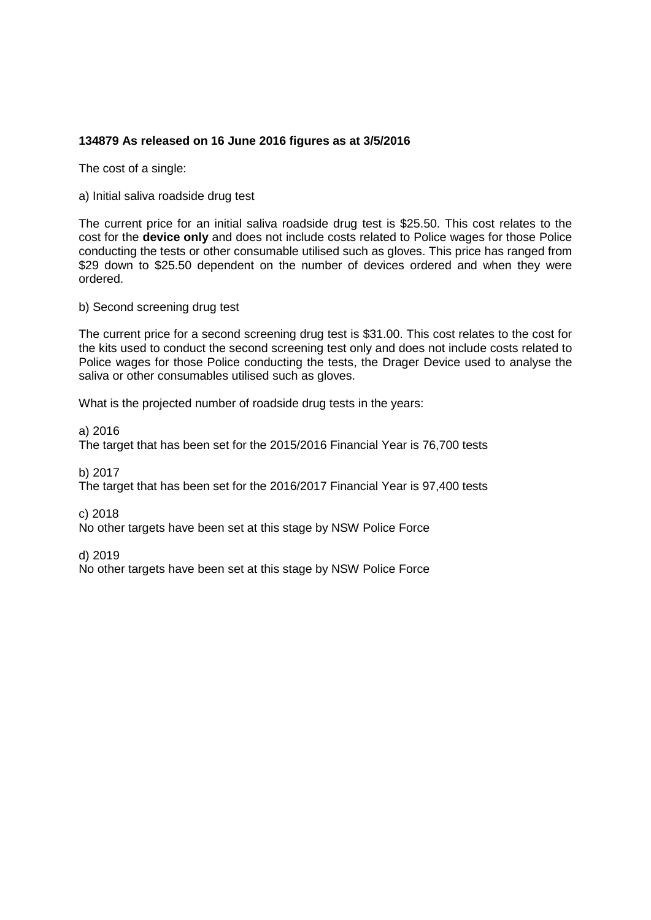**134879 As released on 16 June 2016 figures as at 3/5/2016**

The cost of a single:

a) Initial saliva roadside drug test

The current price for an initial saliva roadside drug test is $25.50. This cost relates to the cost for the **device only** and does not include costs related to Police wages for those Police conducting the tests or other consumable utilised such as gloves. This price has ranged from $29 down to $25.50 dependent on the number of devices ordered and when they were ordered.

b) Second screening drug test

The current price for a second screening drug test is $31.00. This cost relates to the cost for the kits used to conduct the second screening test only and does not include costs related to Police wages for those Police conducting the tests, the Drager Device used to analyse the saliva or other consumables utilised such as gloves.

What is the projected number of roadside drug tests in the years:

a) 2016
The target that has been set for the 2015/2016 Financial Year is 76,700 tests

b) 2017
The target that has been set for the 2016/2017 Financial Year is 97,400 tests

c) 2018
No other targets have been set at this stage by NSW Police Force

d) 2019
No other targets have been set at this stage by NSW Police Force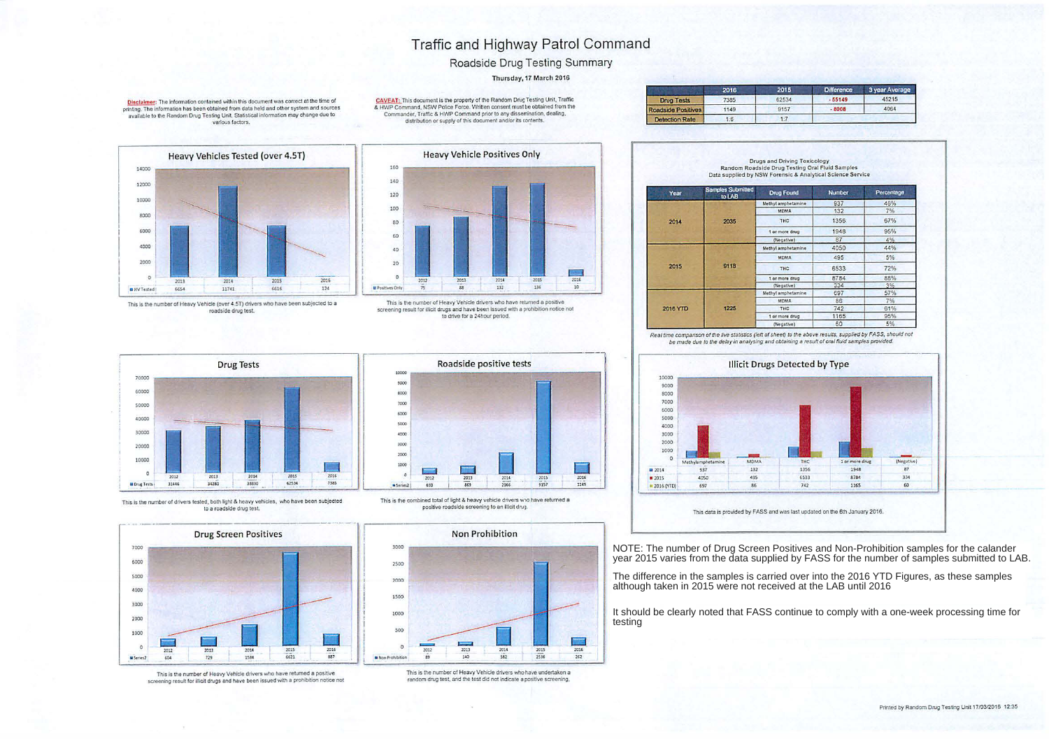# Traffic and Highway Patrol Command

## Roadside Drug Testing Summary

**Thursday, 17 March 2016**

**Disclaimer:** The information contained within this document was correct at the time of printing. The information has been obtained from data held and other system and sources available to the Random Drug Testing Unit. Statistical information may change due to various factors.

**CAVEAT:** This document is the property of the Random Drug Testing Unit, Traffic & HWP Command, NSW Police Force. Written consent must be obtained from the Commander, Traffic & HWP Command prior to any dissemination, dealing, distribution or supply of this document and/or its contents.

| | 2016 | 2015 | Difference | 3 year Average |
|---|---|---|---|---|
| Drug Tests | 7385 | 62534 | - 55149 | 45215 |
| Roadside Positives | 1149 | 9157 | - 8008 | 4064 |
| Detection Rate | 1.6 | 1.7 | | |

Heavy Vehicles Tested (over 4.5T)

14000
12000
10000
8000
6000
4000
2000
0

HV Tested: 2013 6654; 2014 11741; 2015 6616; 2016 124

This is the number of Heavy Vehicle (over 4.5T) drivers who have been subjected to a roadside drug test.

Heavy Vehicle Positives Only

160
140
120
100
80
60
40
20
0

Positives Only: 2012 75; 2013 88; 2014 132; 2015 134; 2016 10

This is the number of Heavy Vehicle drivers who have returned a positive screening result for illicit drugs and have been issued with a prohibition notice not to drive for a 24hour period.

Drugs and Driving Toxicology
Random Roadside Drug Testing Oral Fluid Samples
Data supplied by NSW Forensic & Analytical Science Service

| Year | Samples Submitted to LAB | Drug Found | Number | Percentage |
|---|---|---|---|---|
| 2014 | 2035 | Methyl amphetamine | 937 | 46% |
| | | MDMA | 132 | 7% |
| | | THC | 1356 | 67% |
| | | 1 or more drug | 1948 | 95% |
| | | (Negative) | 87 | 4% |
| 2015 | 9118 | Methyl amphetamine | 4050 | 44% |
| | | MDMA | 495 | 5% |
| | | THC | 6533 | 72% |
| | | 1 or more drug | 8784 | 88% |
| | | (Negative) | 334 | 3% |
| 2016 YTD | 1225 | Methyl amphetamine | 697 | 57% |
| | | MDMA | 86 | 7% |
| | | THC | 742 | 61% |
| | | 1 or more drug | 1165 | 95% |
| | | (Negative) | 60 | 5% |

*Real time comparison of the live statistics (left of sheet) to the above results, supplied by FASS, should not be made due to the delay in analysing and obtaining a result of oral fluid samples provided.*

Drug Tests

70000
60000
50000
40000
30000
20000
10000
0

Drug Tests: 2012 31446; 2013 34280; 2014 38830; 2015 62534; 2016 7385

This is the number of drivers tested, both light & heavy vehicles, who have been subjected to a roadside drug test.

Roadside positive tests

10000
9000
8000
7000
6000
5000
4000
3000
2000
1000
0

Series2: 2012 693; 2013 869; 2014 2166; 2015 9157; 2016 1149

This is the combined total of light & heavy vehicle drivers who have returned a positive roadside screening to an illicit drug.

Illicit Drugs Detected by Type

10000
9000
8000
7000
6000
5000
4000
3000
2000
1000
0

Methylamphetamine / MDMA / THC / 1 or more drug / (Negative)

2014: 937; 132; 1356; 1948; 87
2015: 4050; 495; 6533; 8784; 334
2016 (YTD): 697; 86; 742; 1165; 60

This data is provided by FASS and was last updated on the 6th January 2016.

Drug Screen Positives

7000
6000
5000
4000
3000
2000
1000
0

Series2: 2012 604; 2013 729; 2014 1584; 2015 6621; 2016 887

This is the number of Heavy Vehicle drivers who have returned a positive screening result for illicit drugs and have been issued with a prohibition notice not

Non Prohibition

3000
2500
2000
1500
1000
500
0

Non Prohibition: 2012 89; 2013 140; 2014 582; 2015 2536; 2016 262

This is the number of Heavy Vehicle drivers who have undertaken a random drug test, and the test did not indicate a positive screening.

NOTE: The number of Drug Screen Positives and Non-Prohibition samples for the calander year 2015 varies from the data supplied by FASS for the number of samples submitted to LAB.

The difference in the samples is carried over into the 2016 YTD Figures, as these samples although taken in 2015 were not received at the LAB until 2016

It should be clearly noted that FASS continue to comply with a one-week processing time for testing

Printed by Random Drug Testing Unit 17/03/2016 12:35